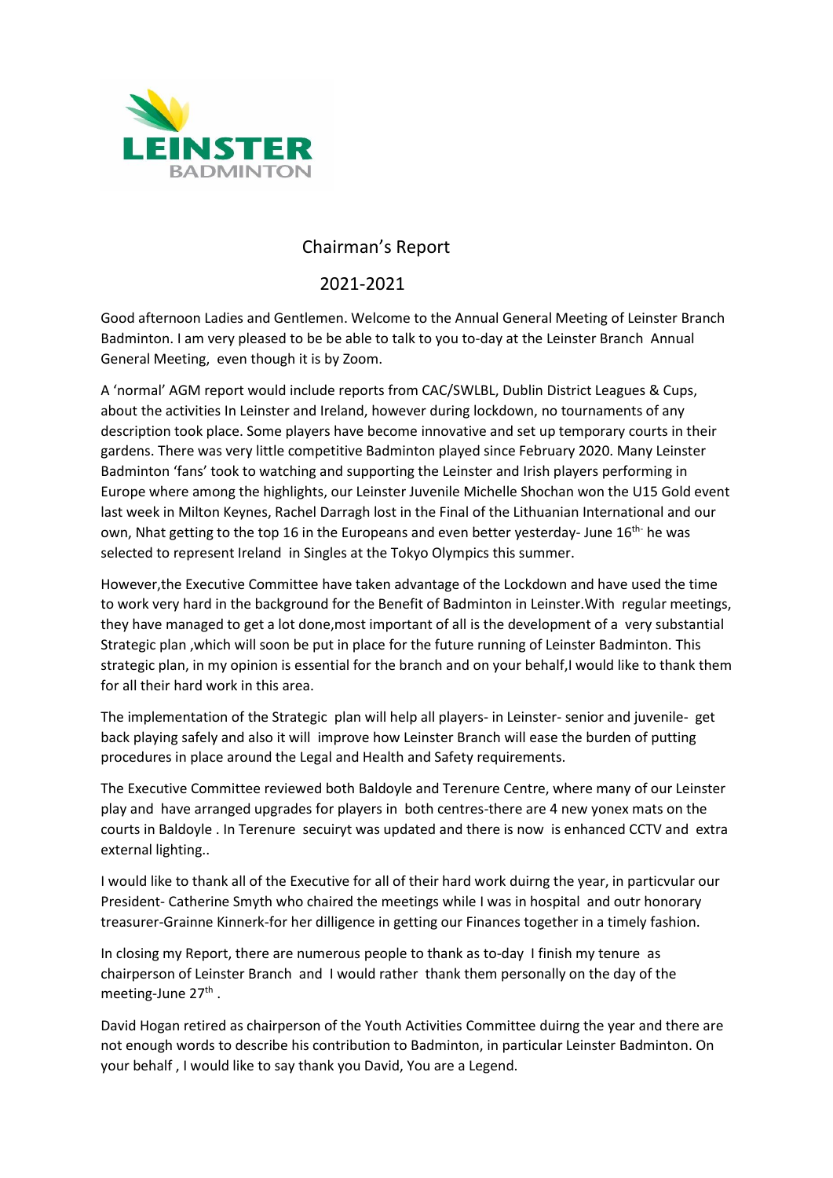# Chairman's Report

## 2021-2021

Good afternoon Ladies and Gentlemen. Welcome to the Annual General Meeting of Leinster Branch Badminton. I am very pleased to be be able to talk to you to-day at the Leinster Branch Annual General Meeting, even though it is by Zoom.

A 'normal' AGM report would include reports from CAC/SWLBL, Dublin District Leagues & Cups, about the activities In Leinster and Ireland, however during lockdown, no tournaments of any description took place. Some players have become innovative and set up temporary courts in their gardens. There was very little competitive Badminton played since February 2020. Many Leinster Badminton 'fans' took to watching and supporting the Leinster and Irish players performing in Europe where among the highlights, our Leinster Juvenile Michelle Shochan won the U15 Gold event last week in Milton Keynes, Rachel Darragh lost in the Final of the Lithuanian International and our own, Nhat getting to the top 16 in the Europeans and even better yesterday- June 16th- he was selected to represent Ireland in Singles at the Tokyo Olympics this summer.

However,the Executive Committee have taken advantage of the Lockdown and have used the time to work very hard in the background for the Benefit of Badminton in Leinster.With regular meetings, they have managed to get a lot done,most important of all is the development of a very substantial Strategic plan ,which will soon be put in place for the future running of Leinster Badminton. This strategic plan, in my opinion is essential for the branch and on your behalf,I would like to thank them for all their hard work in this area.

The implementation of the Strategic plan will help all players- in Leinster- senior and juvenile- get back playing safely and also it will improve how Leinster Branch will ease the burden of putting procedures in place around the Legal and Health and Safety requirements.

The Executive Committee reviewed both Baldoyle and Terenure Centre, where many of our Leinster play and have arranged upgrades for players in both centres-there are 4 new yonex mats on the courts in Baldoyle . In Terenure secuiryt was updated and there is now is enhanced CCTV and extra external lighting..

I would like to thank all of the Executive for all of their hard work duirng the year, in particvular our President- Catherine Smyth who chaired the meetings while I was in hospital and outr honorary treasurer-Grainne Kinnerk-for her dilligence in getting our Finances together in a timely fashion.

In closing my Report, there are numerous people to thank as to-day I finish my tenure as chairperson of Leinster Branch and I would rather thank them personally on the day of the meeting-June 27th .

David Hogan retired as chairperson of the Youth Activities Committee duirng the year and there are not enough words to describe his contribution to Badminton, in particular Leinster Badminton. On your behalf , I would like to say thank you David, You are a Legend.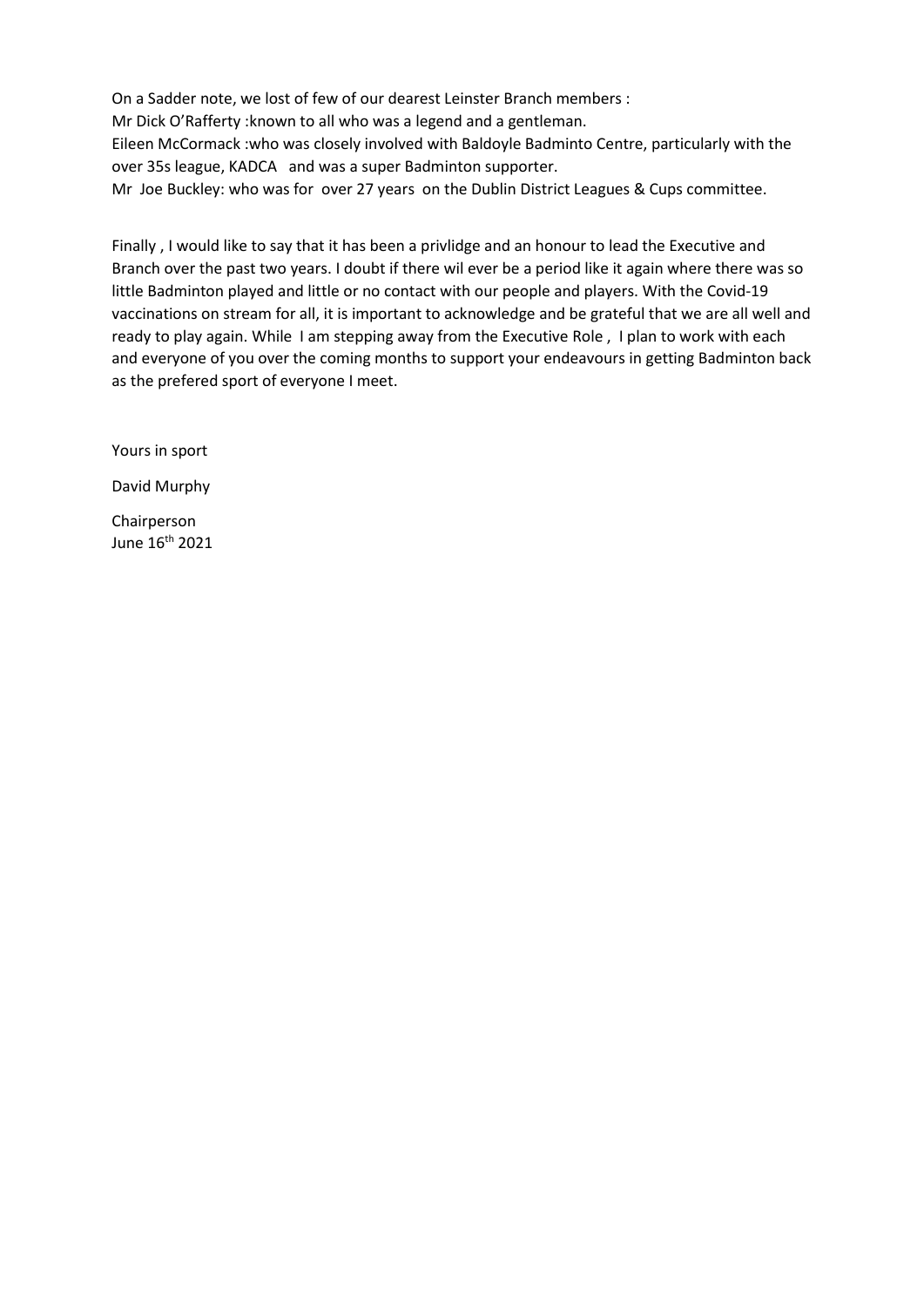On a Sadder note, we lost of few of our dearest Leinster Branch members :
Mr Dick O'Rafferty :known to all who was a legend and a gentleman.
Eileen McCormack :who was closely involved with Baldoyle Badminto Centre, particularly with the over 35s league, KADCA and was a super Badminton supporter.
Mr Joe Buckley: who was for over 27 years on the Dublin District Leagues & Cups committee.

Finally , I would like to say that it has been a privlidge and an honour to lead the Executive and Branch over the past two years. I doubt if there wil ever be a period like it again where there was so little Badminton played and little or no contact with our people and players. With the Covid-19 vaccinations on stream for all, it is important to acknowledge and be grateful that we are all well and ready to play again. While I am stepping away from the Executive Role , I plan to work with each and everyone of you over the coming months to support your endeavours in getting Badminton back as the prefered sport of everyone I meet.

Yours in sport

David Murphy

Chairperson
June 16th 2021